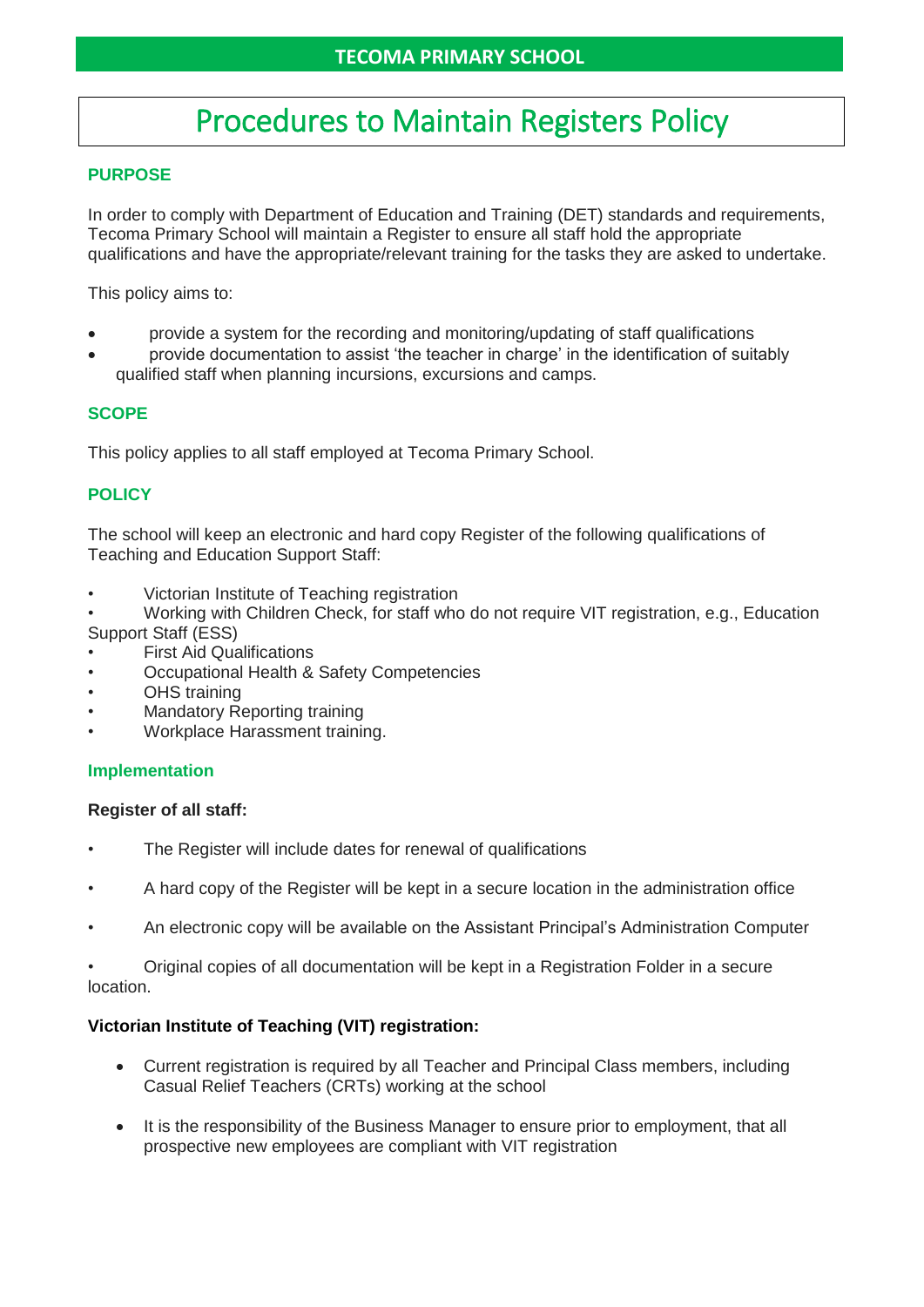TECOMA PRIMARY SCHOOL

# Procedures to Maintain Registers Policy

## PURPOSE

In order to comply with Department of Education and Training (DET) standards and requirements, Tecoma Primary School will maintain a Register to ensure all staff hold the appropriate qualifications and have the appropriate/relevant training for the tasks they are asked to undertake.

This policy aims to:

- provide a system for the recording and monitoring/updating of staff qualifications
- provide documentation to assist 'the teacher in charge' in the identification of suitably qualified staff when planning incursions, excursions and camps.

## SCOPE

This policy applies to all staff employed at Tecoma Primary School.

## POLICY

The school will keep an electronic and hard copy Register of the following qualifications of Teaching and Education Support Staff:

- Victorian Institute of Teaching registration
- Working with Children Check, for staff who do not require VIT registration, e.g., Education Support Staff (ESS)
- First Aid Qualifications
- Occupational Health & Safety Competencies
- OHS training
- Mandatory Reporting training
- Workplace Harassment training.

### Implementation

**Register of all staff:**

- The Register will include dates for renewal of qualifications
- A hard copy of the Register will be kept in a secure location in the administration office
- An electronic copy will be available on the Assistant Principal's Administration Computer
- Original copies of all documentation will be kept in a Registration Folder in a secure location.

**Victorian Institute of Teaching (VIT) registration:**

- Current registration is required by all Teacher and Principal Class members, including Casual Relief Teachers (CRTs) working at the school
- It is the responsibility of the Business Manager to ensure prior to employment, that all prospective new employees are compliant with VIT registration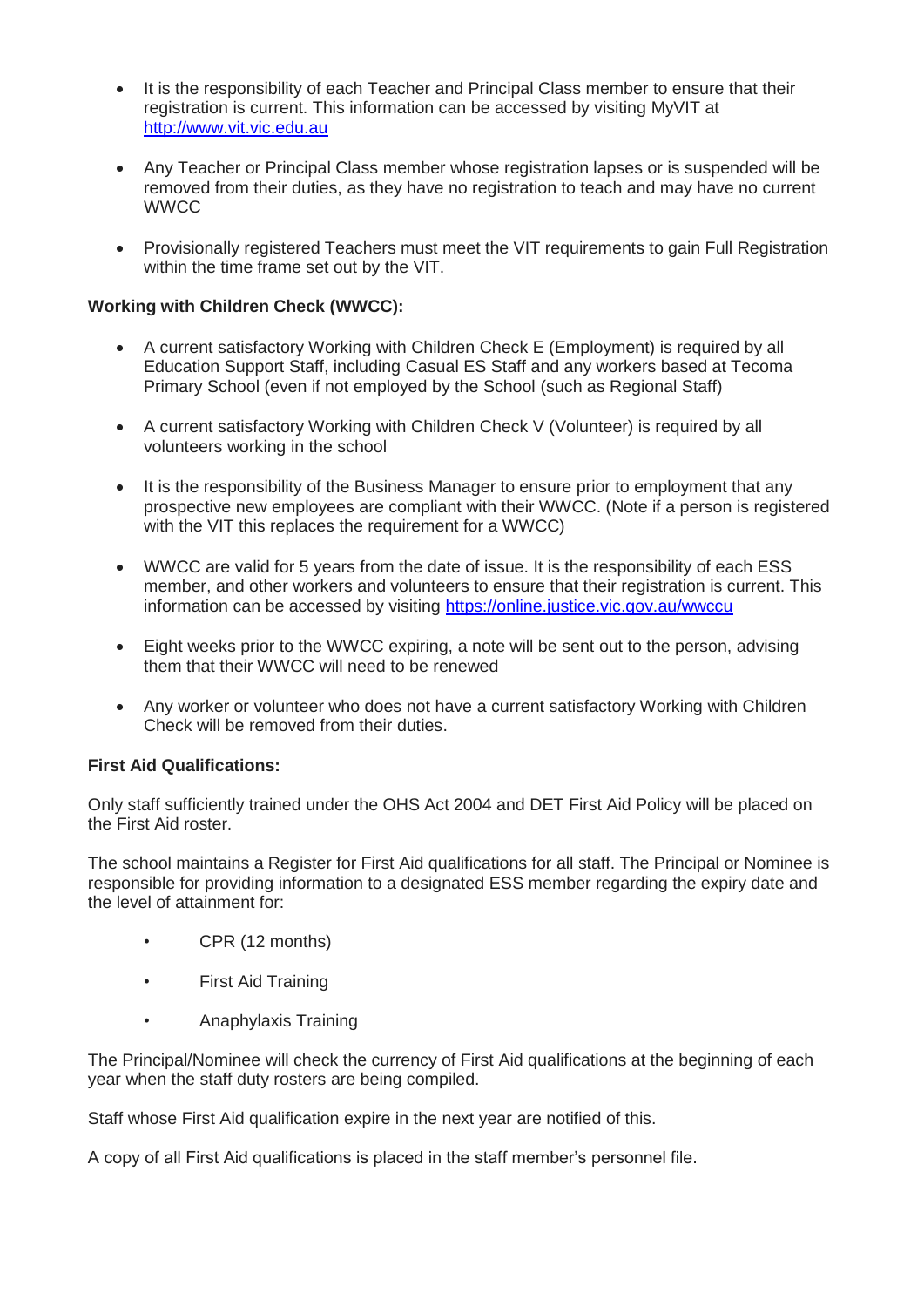- It is the responsibility of each Teacher and Principal Class member to ensure that their registration is current. This information can be accessed by visiting MyVIT at [http://www.vit.vic.edu.au](http://www.vit.vic.edu.au)
- Any Teacher or Principal Class member whose registration lapses or is suspended will be removed from their duties, as they have no registration to teach and may have no current WWCC
- Provisionally registered Teachers must meet the VIT requirements to gain Full Registration within the time frame set out by the VIT.

**Working with Children Check (WWCC):**

- A current satisfactory Working with Children Check E (Employment) is required by all Education Support Staff, including Casual ES Staff and any workers based at Tecoma Primary School (even if not employed by the School (such as Regional Staff)
- A current satisfactory Working with Children Check V (Volunteer) is required by all volunteers working in the school
- It is the responsibility of the Business Manager to ensure prior to employment that any prospective new employees are compliant with their WWCC. (Note if a person is registered with the VIT this replaces the requirement for a WWCC)
- WWCC are valid for 5 years from the date of issue. It is the responsibility of each ESS member, and other workers and volunteers to ensure that their registration is current. This information can be accessed by visiting [https://online.justice.vic.gov.au/wwccu](https://online.justice.vic.gov.au/wwccu)
- Eight weeks prior to the WWCC expiring, a note will be sent out to the person, advising them that their WWCC will need to be renewed
- Any worker or volunteer who does not have a current satisfactory Working with Children Check will be removed from their duties.

**First Aid Qualifications:**

Only staff sufficiently trained under the OHS Act 2004 and DET First Aid Policy will be placed on the First Aid roster.

The school maintains a Register for First Aid qualifications for all staff. The Principal or Nominee is responsible for providing information to a designated ESS member regarding the expiry date and the level of attainment for:

- CPR (12 months)
- First Aid Training
- Anaphylaxis Training

The Principal/Nominee will check the currency of First Aid qualifications at the beginning of each year when the staff duty rosters are being compiled.

Staff whose First Aid qualification expire in the next year are notified of this.

A copy of all First Aid qualifications is placed in the staff member's personnel file.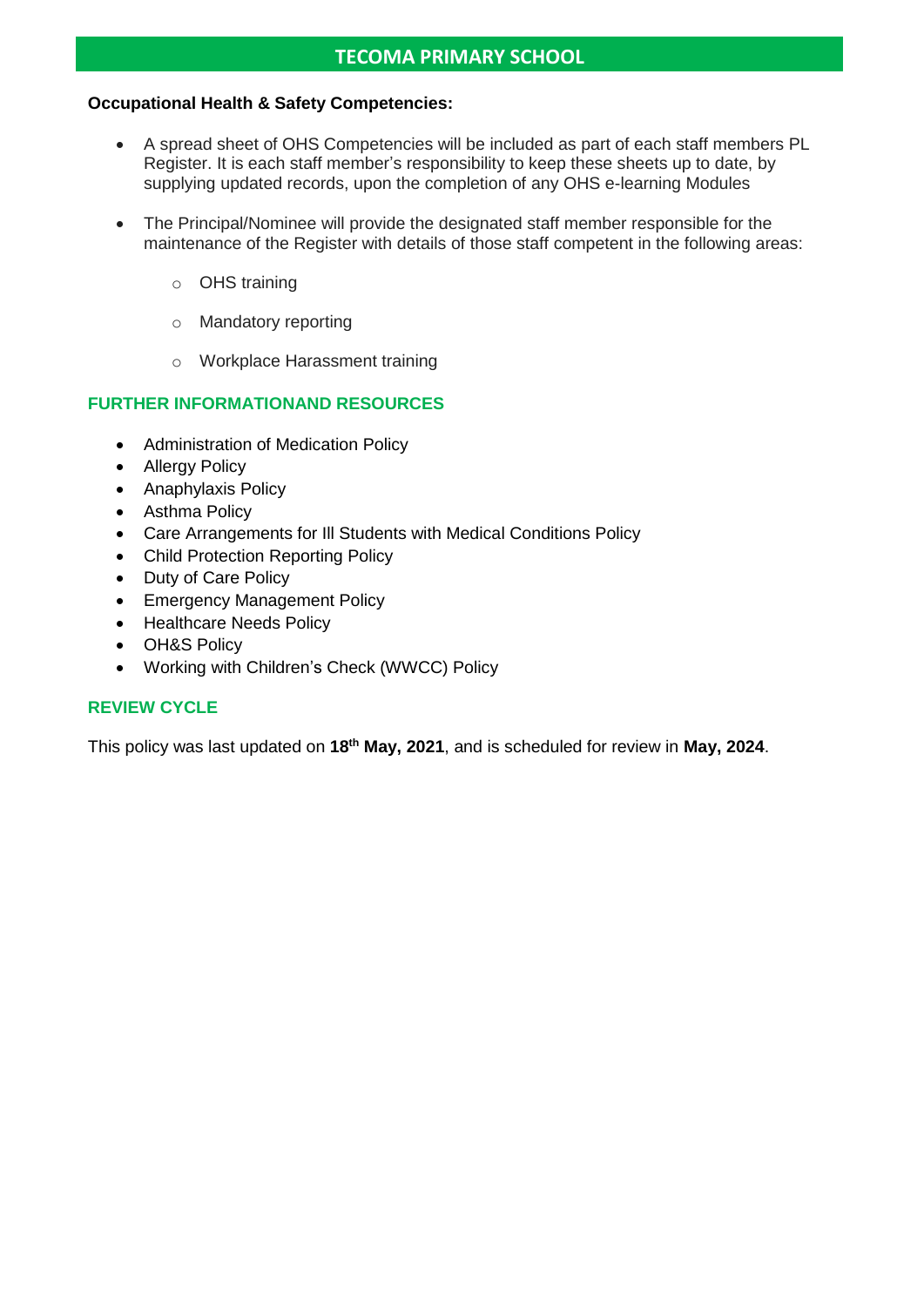**Occupational Health & Safety Competencies:**

- A spread sheet of OHS Competencies will be included as part of each staff members PL Register. It is each staff member's responsibility to keep these sheets up to date, by supplying updated records, upon the completion of any OHS e-learning Modules
- The Principal/Nominee will provide the designated staff member responsible for the maintenance of the Register with details of those staff competent in the following areas:
  - OHS training
  - Mandatory reporting
  - Workplace Harassment training

## FURTHER INFORMATIONAND RESOURCES

- Administration of Medication Policy
- Allergy Policy
- Anaphylaxis Policy
- Asthma Policy
- Care Arrangements for Ill Students with Medical Conditions Policy
- Child Protection Reporting Policy
- Duty of Care Policy
- Emergency Management Policy
- Healthcare Needs Policy
- OH&S Policy
- Working with Children's Check (WWCC) Policy

## REVIEW CYCLE

This policy was last updated on **18th May, 2021**, and is scheduled for review in **May, 2024**.